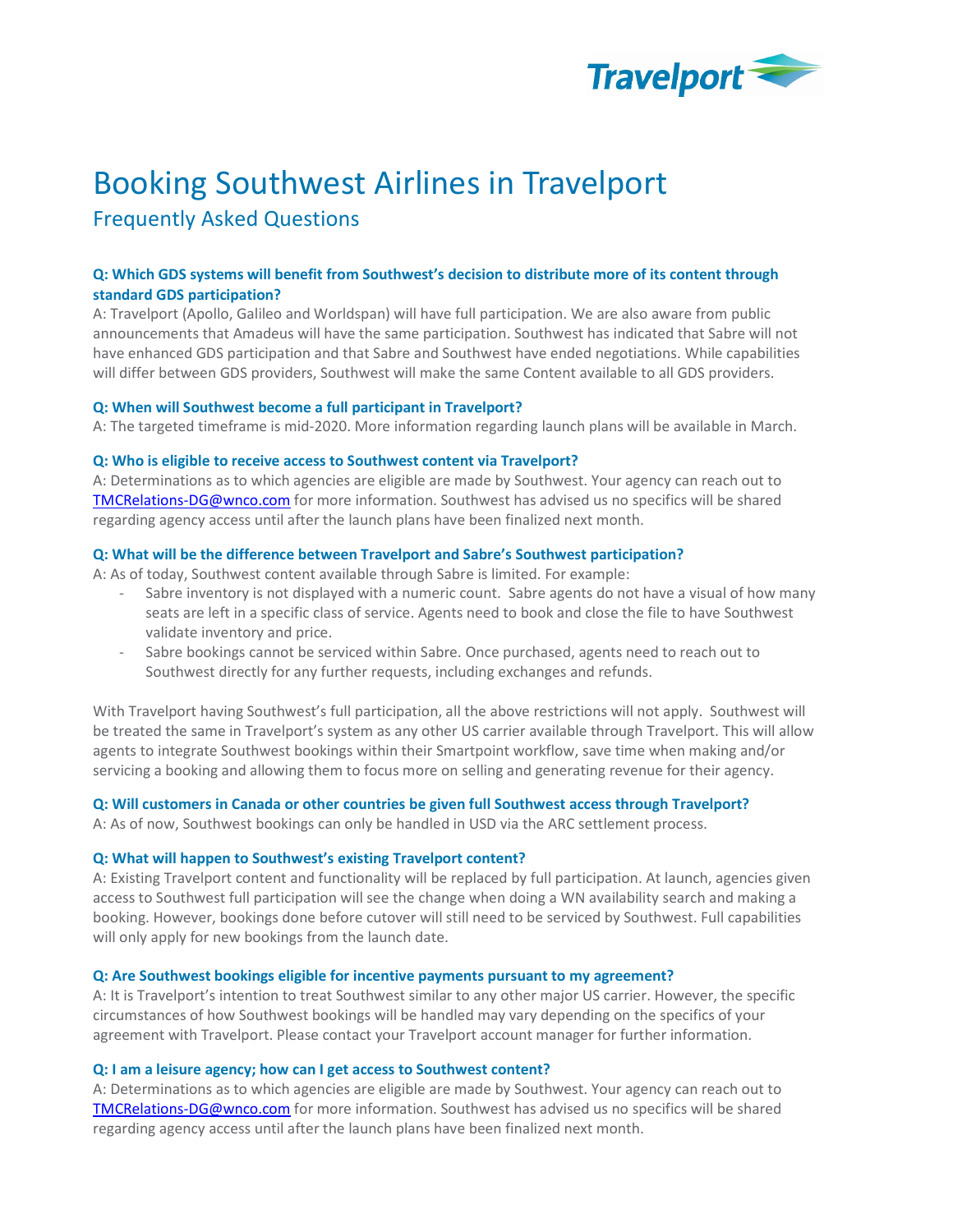# Booking Southwest Airlines in Travelport

## Frequently Asked Questions

**Q: Which GDS systems will benefit from Southwest's decision to distribute more of its content through standard GDS participation?**

A: Travelport (Apollo, Galileo and Worldspan) will have full participation. We are also aware from public announcements that Amadeus will have the same participation. Southwest has indicated that Sabre will not have enhanced GDS participation and that Sabre and Southwest have ended negotiations. While capabilities will differ between GDS providers, Southwest will make the same Content available to all GDS providers.

**Q: When will Southwest become a full participant in Travelport?**

A: The targeted timeframe is mid-2020. More information regarding launch plans will be available in March.

**Q: Who is eligible to receive access to Southwest content via Travelport?**

A: Determinations as to which agencies are eligible are made by Southwest. Your agency can reach out to TMCRelations-DG@wnco.com for more information. Southwest has advised us no specifics will be shared regarding agency access until after the launch plans have been finalized next month.

**Q: What will be the difference between Travelport and Sabre's Southwest participation?**

A: As of today, Southwest content available through Sabre is limited. For example:

- Sabre inventory is not displayed with a numeric count. Sabre agents do not have a visual of how many seats are left in a specific class of service. Agents need to book and close the file to have Southwest validate inventory and price.
- Sabre bookings cannot be serviced within Sabre. Once purchased, agents need to reach out to Southwest directly for any further requests, including exchanges and refunds.

With Travelport having Southwest's full participation, all the above restrictions will not apply. Southwest will be treated the same in Travelport's system as any other US carrier available through Travelport. This will allow agents to integrate Southwest bookings within their Smartpoint workflow, save time when making and/or servicing a booking and allowing them to focus more on selling and generating revenue for their agency.

**Q: Will customers in Canada or other countries be given full Southwest access through Travelport?**

A: As of now, Southwest bookings can only be handled in USD via the ARC settlement process.

**Q: What will happen to Southwest's existing Travelport content?**

A: Existing Travelport content and functionality will be replaced by full participation. At launch, agencies given access to Southwest full participation will see the change when doing a WN availability search and making a booking. However, bookings done before cutover will still need to be serviced by Southwest. Full capabilities will only apply for new bookings from the launch date.

**Q: Are Southwest bookings eligible for incentive payments pursuant to my agreement?**

A: It is Travelport's intention to treat Southwest similar to any other major US carrier. However, the specific circumstances of how Southwest bookings will be handled may vary depending on the specifics of your agreement with Travelport. Please contact your Travelport account manager for further information.

**Q: I am a leisure agency; how can I get access to Southwest content?**

A: Determinations as to which agencies are eligible are made by Southwest. Your agency can reach out to TMCRelations-DG@wnco.com for more information. Southwest has advised us no specifics will be shared regarding agency access until after the launch plans have been finalized next month.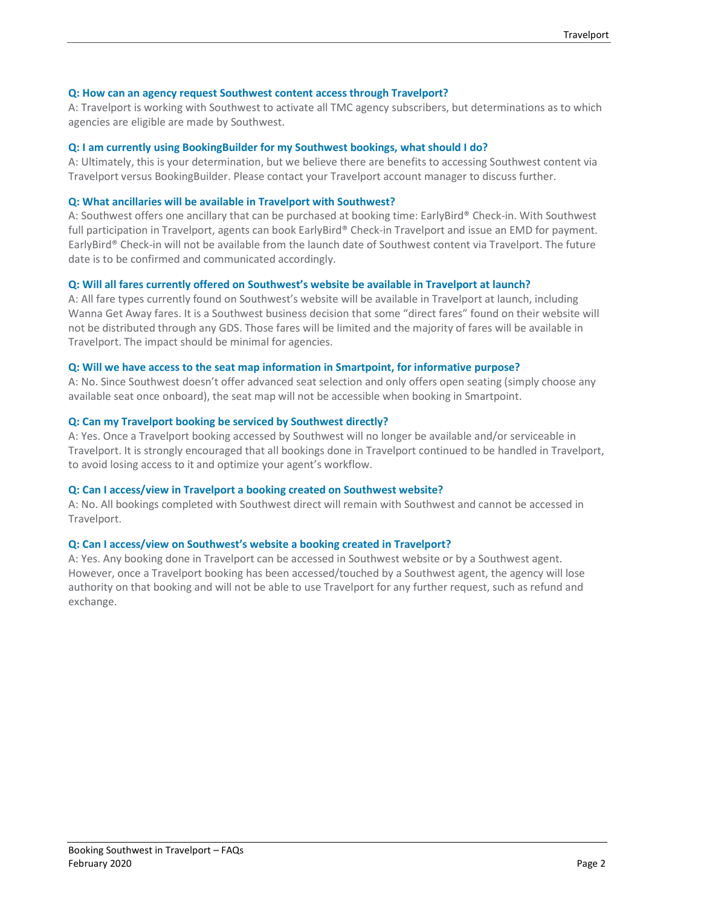**Q: How can an agency request Southwest content access through Travelport?**

A: Travelport is working with Southwest to activate all TMC agency subscribers, but determinations as to which agencies are eligible are made by Southwest.

**Q: I am currently using BookingBuilder for my Southwest bookings, what should I do?**

A: Ultimately, this is your determination, but we believe there are benefits to accessing Southwest content via Travelport versus BookingBuilder. Please contact your Travelport account manager to discuss further.

**Q: What ancillaries will be available in Travelport with Southwest?**

A: Southwest offers one ancillary that can be purchased at booking time: EarlyBird® Check-in. With Southwest full participation in Travelport, agents can book EarlyBird® Check-in Travelport and issue an EMD for payment. EarlyBird® Check-in will not be available from the launch date of Southwest content via Travelport. The future date is to be confirmed and communicated accordingly.

**Q: Will all fares currently offered on Southwest's website be available in Travelport at launch?**

A: All fare types currently found on Southwest's website will be available in Travelport at launch, including Wanna Get Away fares. It is a Southwest business decision that some "direct fares" found on their website will not be distributed through any GDS. Those fares will be limited and the majority of fares will be available in Travelport. The impact should be minimal for agencies.

**Q: Will we have access to the seat map information in Smartpoint, for informative purpose?**

A: No. Since Southwest doesn't offer advanced seat selection and only offers open seating (simply choose any available seat once onboard), the seat map will not be accessible when booking in Smartpoint.

**Q: Can my Travelport booking be serviced by Southwest directly?**

A: Yes. Once a Travelport booking accessed by Southwest will no longer be available and/or serviceable in Travelport. It is strongly encouraged that all bookings done in Travelport continued to be handled in Travelport, to avoid losing access to it and optimize your agent's workflow.

**Q: Can I access/view in Travelport a booking created on Southwest website?**

A: No. All bookings completed with Southwest direct will remain with Southwest and cannot be accessed in Travelport.

**Q: Can I access/view on Southwest's website a booking created in Travelport?**

A: Yes. Any booking done in Travelport can be accessed in Southwest website or by a Southwest agent. However, once a Travelport booking has been accessed/touched by a Southwest agent, the agency will lose authority on that booking and will not be able to use Travelport for any further request, such as refund and exchange.